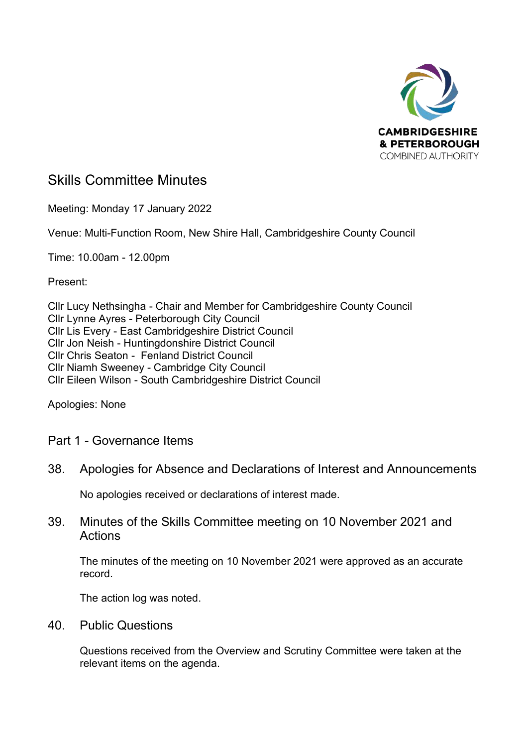# Skills Committee Minutes

Meeting: Monday 17 January 2022

Venue: Multi-Function Room, New Shire Hall, Cambridgeshire County Council

Time: 10.00am - 12.00pm

Present:

Cllr Lucy Nethsingha - Chair and Member for Cambridgeshire County Council
Cllr Lynne Ayres - Peterborough City Council
Cllr Lis Every - East Cambridgeshire District Council
Cllr Jon Neish - Huntingdonshire District Council
Cllr Chris Seaton - Fenland District Council
Cllr Niamh Sweeney - Cambridge City Council
Cllr Eileen Wilson - South Cambridgeshire District Council

Apologies: None

## Part 1 - Governance Items

### 38. Apologies for Absence and Declarations of Interest and Announcements

No apologies received or declarations of interest made.

### 39. Minutes of the Skills Committee meeting on 10 November 2021 and Actions

The minutes of the meeting on 10 November 2021 were approved as an accurate record.

The action log was noted.

### 40. Public Questions

Questions received from the Overview and Scrutiny Committee were taken at the relevant items on the agenda.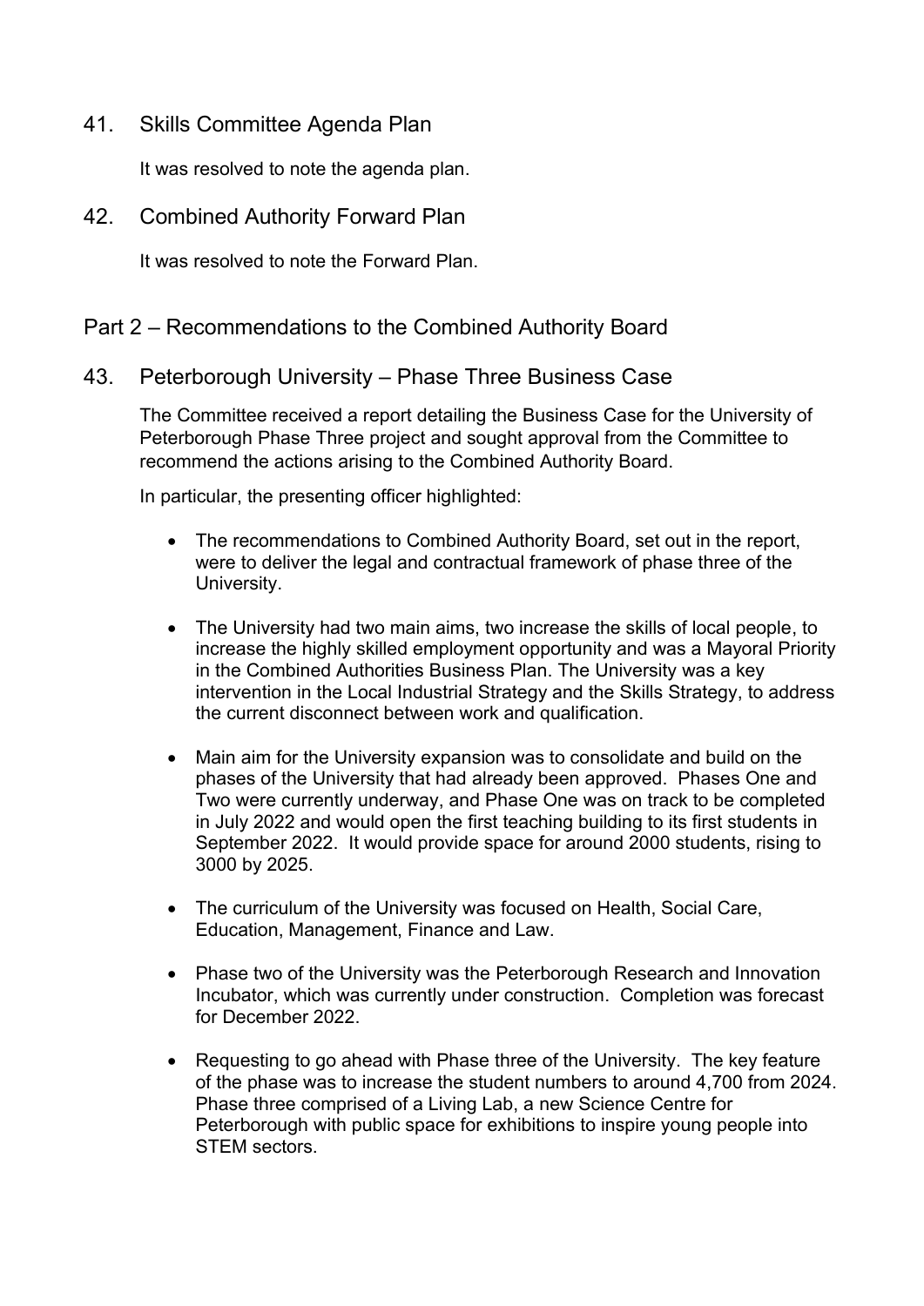## 41. Skills Committee Agenda Plan

It was resolved to note the agenda plan.

## 42. Combined Authority Forward Plan

It was resolved to note the Forward Plan.

# Part 2 – Recommendations to the Combined Authority Board

## 43. Peterborough University – Phase Three Business Case

The Committee received a report detailing the Business Case for the University of Peterborough Phase Three project and sought approval from the Committee to recommend the actions arising to the Combined Authority Board.

In particular, the presenting officer highlighted:

- The recommendations to Combined Authority Board, set out in the report, were to deliver the legal and contractual framework of phase three of the University.

- The University had two main aims, two increase the skills of local people, to increase the highly skilled employment opportunity and was a Mayoral Priority in the Combined Authorities Business Plan. The University was a key intervention in the Local Industrial Strategy and the Skills Strategy, to address the current disconnect between work and qualification.

- Main aim for the University expansion was to consolidate and build on the phases of the University that had already been approved. Phases One and Two were currently underway, and Phase One was on track to be completed in July 2022 and would open the first teaching building to its first students in September 2022. It would provide space for around 2000 students, rising to 3000 by 2025.

- The curriculum of the University was focused on Health, Social Care, Education, Management, Finance and Law.

- Phase two of the University was the Peterborough Research and Innovation Incubator, which was currently under construction. Completion was forecast for December 2022.

- Requesting to go ahead with Phase three of the University. The key feature of the phase was to increase the student numbers to around 4,700 from 2024. Phase three comprised of a Living Lab, a new Science Centre for Peterborough with public space for exhibitions to inspire young people into STEM sectors.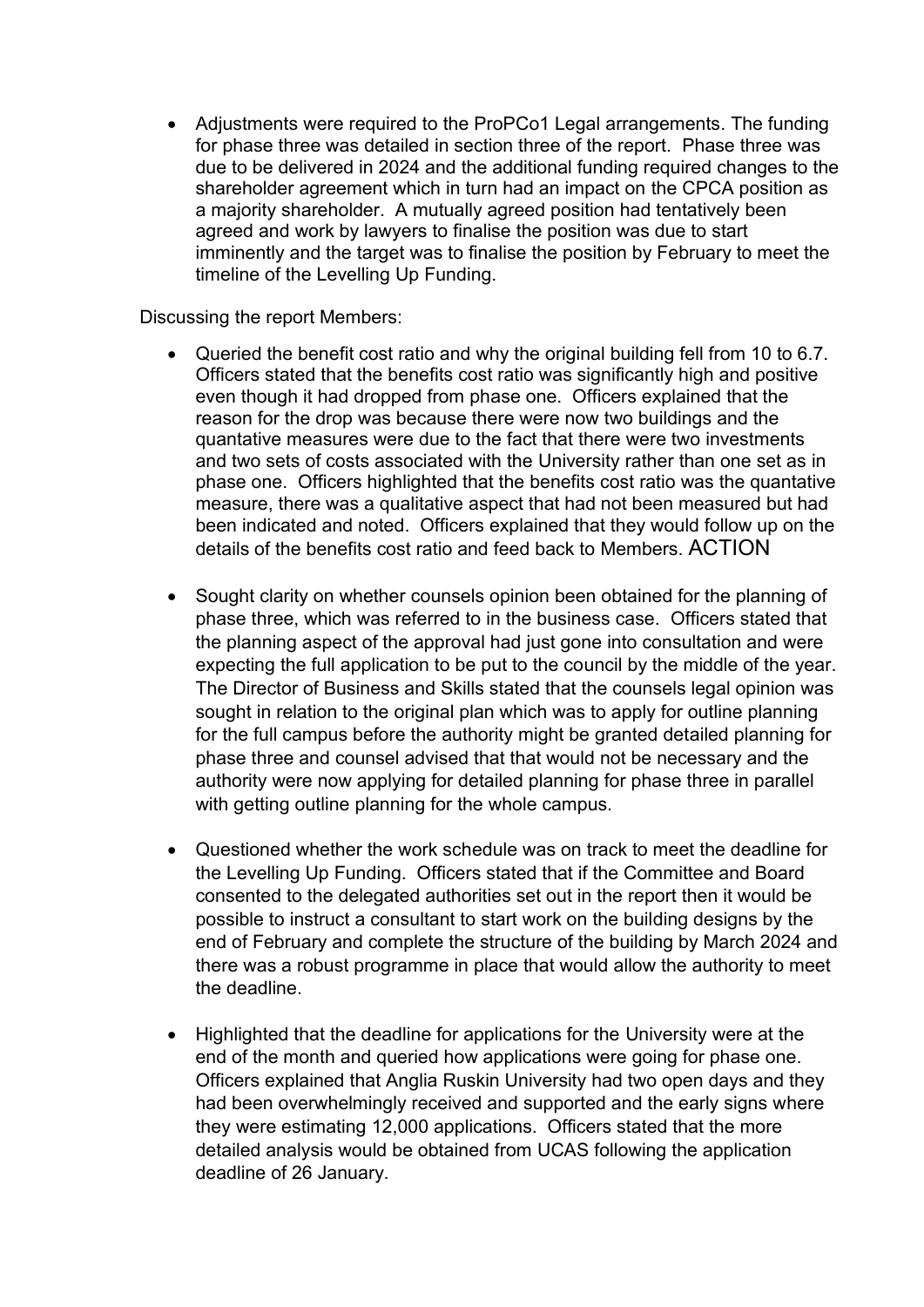- Adjustments were required to the ProPCo1 Legal arrangements. The funding for phase three was detailed in section three of the report. Phase three was due to be delivered in 2024 and the additional funding required changes to the shareholder agreement which in turn had an impact on the CPCA position as a majority shareholder. A mutually agreed position had tentatively been agreed and work by lawyers to finalise the position was due to start imminently and the target was to finalise the position by February to meet the timeline of the Levelling Up Funding.

Discussing the report Members:

- Queried the benefit cost ratio and why the original building fell from 10 to 6.7. Officers stated that the benefits cost ratio was significantly high and positive even though it had dropped from phase one. Officers explained that the reason for the drop was because there were now two buildings and the quantative measures were due to the fact that there were two investments and two sets of costs associated with the University rather than one set as in phase one. Officers highlighted that the benefits cost ratio was the quantative measure, there was a qualitative aspect that had not been measured but had been indicated and noted. Officers explained that they would follow up on the details of the benefits cost ratio and feed back to Members. ACTION

- Sought clarity on whether counsels opinion been obtained for the planning of phase three, which was referred to in the business case. Officers stated that the planning aspect of the approval had just gone into consultation and were expecting the full application to be put to the council by the middle of the year. The Director of Business and Skills stated that the counsels legal opinion was sought in relation to the original plan which was to apply for outline planning for the full campus before the authority might be granted detailed planning for phase three and counsel advised that that would not be necessary and the authority were now applying for detailed planning for phase three in parallel with getting outline planning for the whole campus.

- Questioned whether the work schedule was on track to meet the deadline for the Levelling Up Funding. Officers stated that if the Committee and Board consented to the delegated authorities set out in the report then it would be possible to instruct a consultant to start work on the building designs by the end of February and complete the structure of the building by March 2024 and there was a robust programme in place that would allow the authority to meet the deadline.

- Highlighted that the deadline for applications for the University were at the end of the month and queried how applications were going for phase one. Officers explained that Anglia Ruskin University had two open days and they had been overwhelmingly received and supported and the early signs where they were estimating 12,000 applications. Officers stated that the more detailed analysis would be obtained from UCAS following the application deadline of 26 January.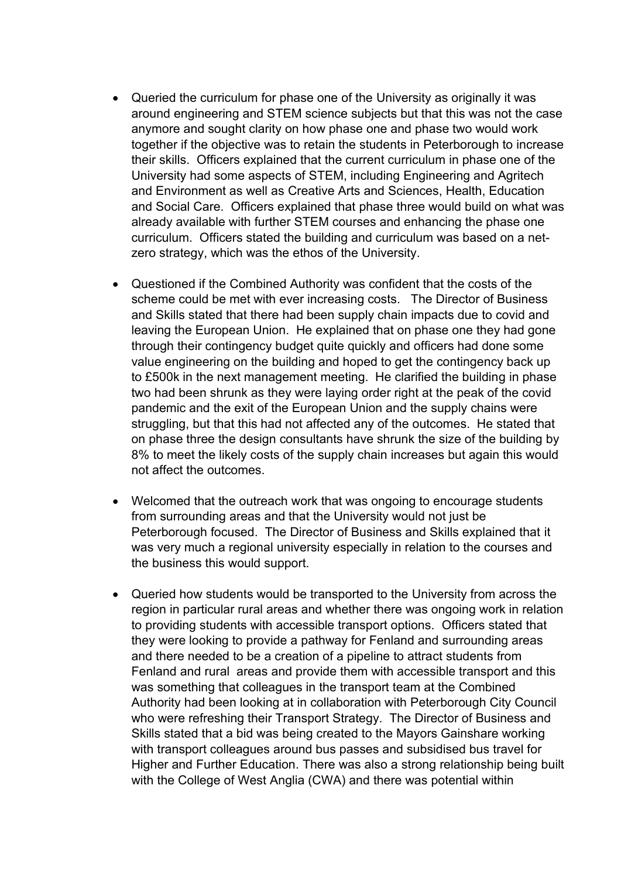- Queried the curriculum for phase one of the University as originally it was around engineering and STEM science subjects but that this was not the case anymore and sought clarity on how phase one and phase two would work together if the objective was to retain the students in Peterborough to increase their skills. Officers explained that the current curriculum in phase one of the University had some aspects of STEM, including Engineering and Agritech and Environment as well as Creative Arts and Sciences, Health, Education and Social Care. Officers explained that phase three would build on what was already available with further STEM courses and enhancing the phase one curriculum. Officers stated the building and curriculum was based on a net-zero strategy, which was the ethos of the University.

- Questioned if the Combined Authority was confident that the costs of the scheme could be met with ever increasing costs. The Director of Business and Skills stated that there had been supply chain impacts due to covid and leaving the European Union. He explained that on phase one they had gone through their contingency budget quite quickly and officers had done some value engineering on the building and hoped to get the contingency back up to £500k in the next management meeting. He clarified the building in phase two had been shrunk as they were laying order right at the peak of the covid pandemic and the exit of the European Union and the supply chains were struggling, but that this had not affected any of the outcomes. He stated that on phase three the design consultants have shrunk the size of the building by 8% to meet the likely costs of the supply chain increases but again this would not affect the outcomes.

- Welcomed that the outreach work that was ongoing to encourage students from surrounding areas and that the University would not just be Peterborough focused. The Director of Business and Skills explained that it was very much a regional university especially in relation to the courses and the business this would support.

- Queried how students would be transported to the University from across the region in particular rural areas and whether there was ongoing work in relation to providing students with accessible transport options. Officers stated that they were looking to provide a pathway for Fenland and surrounding areas and there needed to be a creation of a pipeline to attract students from Fenland and rural areas and provide them with accessible transport and this was something that colleagues in the transport team at the Combined Authority had been looking at in collaboration with Peterborough City Council who were refreshing their Transport Strategy. The Director of Business and Skills stated that a bid was being created to the Mayors Gainshare working with transport colleagues around bus passes and subsidised bus travel for Higher and Further Education. There was also a strong relationship being built with the College of West Anglia (CWA) and there was potential within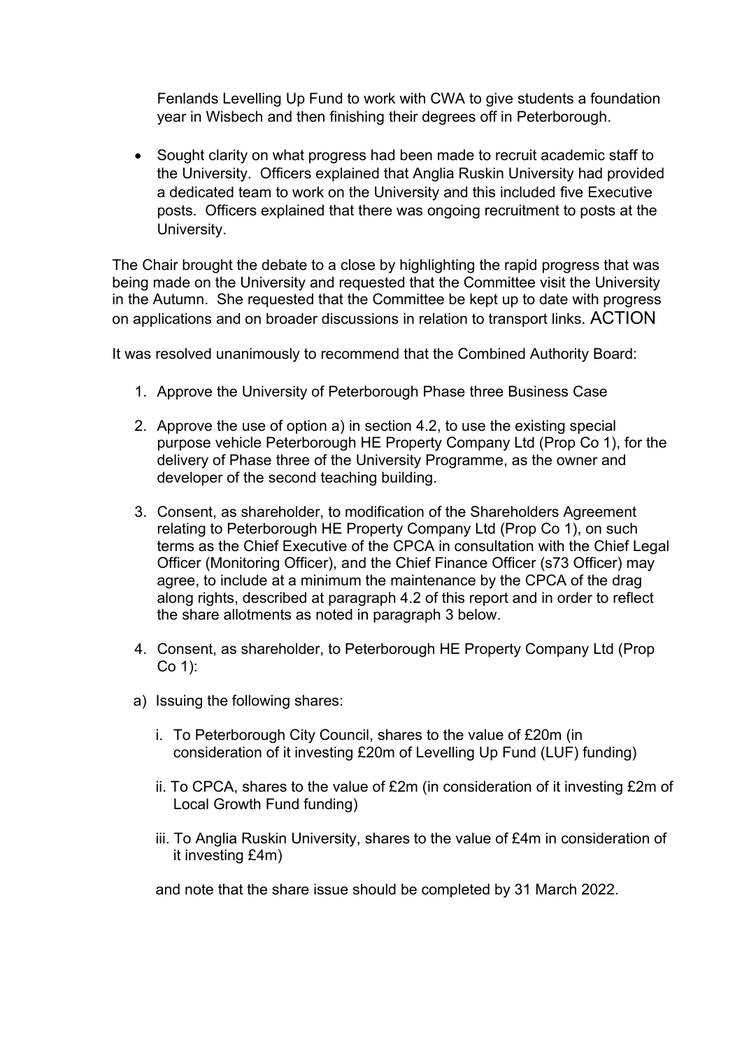Fenlands Levelling Up Fund to work with CWA to give students a foundation year in Wisbech and then finishing their degrees off in Peterborough.

- Sought clarity on what progress had been made to recruit academic staff to the University. Officers explained that Anglia Ruskin University had provided a dedicated team to work on the University and this included five Executive posts. Officers explained that there was ongoing recruitment to posts at the University.

The Chair brought the debate to a close by highlighting the rapid progress that was being made on the University and requested that the Committee visit the University in the Autumn. She requested that the Committee be kept up to date with progress on applications and on broader discussions in relation to transport links. ACTION

It was resolved unanimously to recommend that the Combined Authority Board:

1. Approve the University of Peterborough Phase three Business Case

2. Approve the use of option a) in section 4.2, to use the existing special purpose vehicle Peterborough HE Property Company Ltd (Prop Co 1), for the delivery of Phase three of the University Programme, as the owner and developer of the second teaching building.

3. Consent, as shareholder, to modification of the Shareholders Agreement relating to Peterborough HE Property Company Ltd (Prop Co 1), on such terms as the Chief Executive of the CPCA in consultation with the Chief Legal Officer (Monitoring Officer), and the Chief Finance Officer (s73 Officer) may agree, to include at a minimum the maintenance by the CPCA of the drag along rights, described at paragraph 4.2 of this report and in order to reflect the share allotments as noted in paragraph 3 below.

4. Consent, as shareholder, to Peterborough HE Property Company Ltd (Prop Co 1):

   a) Issuing the following shares:

      i. To Peterborough City Council, shares to the value of £20m (in consideration of it investing £20m of Levelling Up Fund (LUF) funding)

      ii. To CPCA, shares to the value of £2m (in consideration of it investing £2m of Local Growth Fund funding)

      iii. To Anglia Ruskin University, shares to the value of £4m in consideration of it investing £4m)

   and note that the share issue should be completed by 31 March 2022.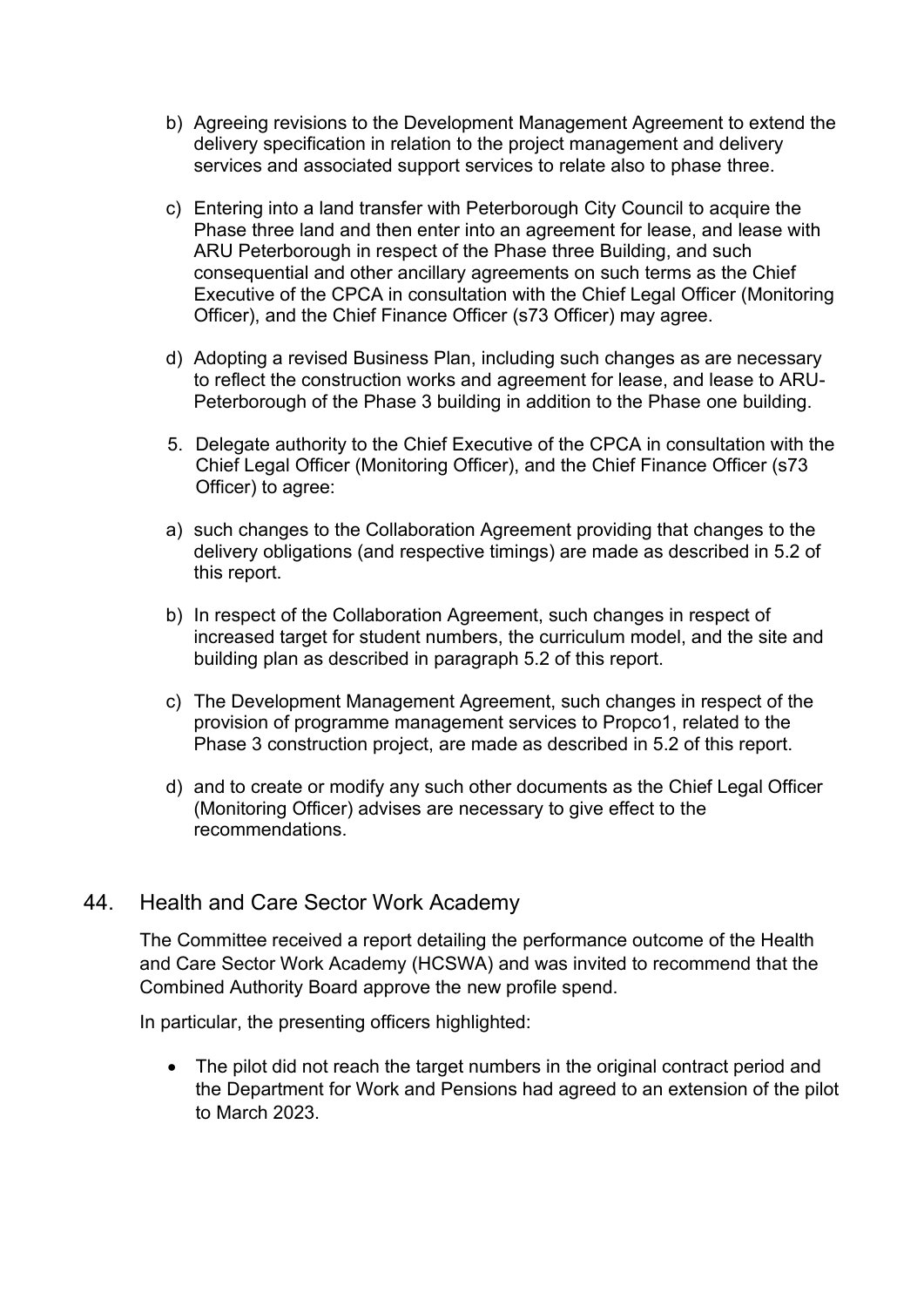b) Agreeing revisions to the Development Management Agreement to extend the delivery specification in relation to the project management and delivery services and associated support services to relate also to phase three.

c) Entering into a land transfer with Peterborough City Council to acquire the Phase three land and then enter into an agreement for lease, and lease with ARU Peterborough in respect of the Phase three Building, and such consequential and other ancillary agreements on such terms as the Chief Executive of the CPCA in consultation with the Chief Legal Officer (Monitoring Officer), and the Chief Finance Officer (s73 Officer) may agree.

d) Adopting a revised Business Plan, including such changes as are necessary to reflect the construction works and agreement for lease, and lease to ARU-Peterborough of the Phase 3 building in addition to the Phase one building.

5. Delegate authority to the Chief Executive of the CPCA in consultation with the Chief Legal Officer (Monitoring Officer), and the Chief Finance Officer (s73 Officer) to agree:

a) such changes to the Collaboration Agreement providing that changes to the delivery obligations (and respective timings) are made as described in 5.2 of this report.

b) In respect of the Collaboration Agreement, such changes in respect of increased target for student numbers, the curriculum model, and the site and building plan as described in paragraph 5.2 of this report.

c) The Development Management Agreement, such changes in respect of the provision of programme management services to Propco1, related to the Phase 3 construction project, are made as described in 5.2 of this report.

d) and to create or modify any such other documents as the Chief Legal Officer (Monitoring Officer) advises are necessary to give effect to the recommendations.

## 44. Health and Care Sector Work Academy

The Committee received a report detailing the performance outcome of the Health and Care Sector Work Academy (HCSWA) and was invited to recommend that the Combined Authority Board approve the new profile spend.

In particular, the presenting officers highlighted:

- The pilot did not reach the target numbers in the original contract period and the Department for Work and Pensions had agreed to an extension of the pilot to March 2023.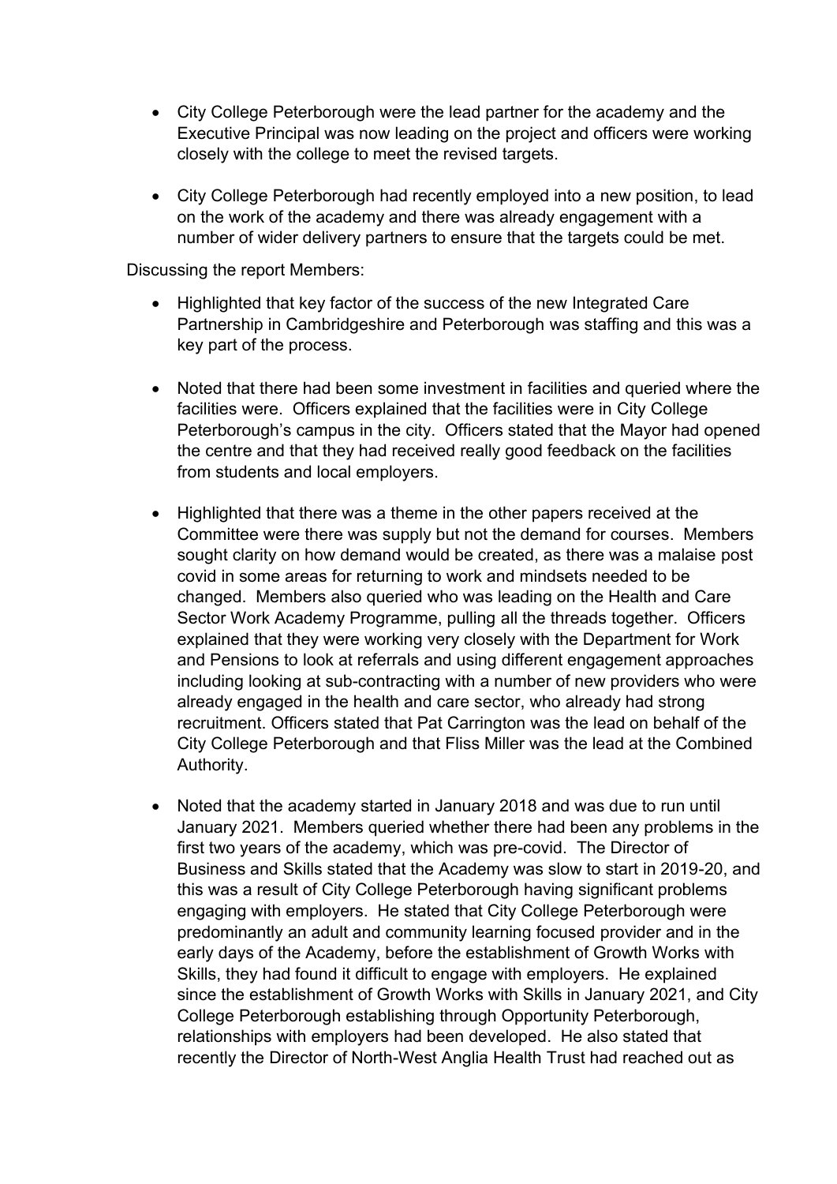- City College Peterborough were the lead partner for the academy and the Executive Principal was now leading on the project and officers were working closely with the college to meet the revised targets.

- City College Peterborough had recently employed into a new position, to lead on the work of the academy and there was already engagement with a number of wider delivery partners to ensure that the targets could be met.

Discussing the report Members:

- Highlighted that key factor of the success of the new Integrated Care Partnership in Cambridgeshire and Peterborough was staffing and this was a key part of the process.

- Noted that there had been some investment in facilities and queried where the facilities were. Officers explained that the facilities were in City College Peterborough's campus in the city. Officers stated that the Mayor had opened the centre and that they had received really good feedback on the facilities from students and local employers.

- Highlighted that there was a theme in the other papers received at the Committee were there was supply but not the demand for courses. Members sought clarity on how demand would be created, as there was a malaise post covid in some areas for returning to work and mindsets needed to be changed. Members also queried who was leading on the Health and Care Sector Work Academy Programme, pulling all the threads together. Officers explained that they were working very closely with the Department for Work and Pensions to look at referrals and using different engagement approaches including looking at sub-contracting with a number of new providers who were already engaged in the health and care sector, who already had strong recruitment. Officers stated that Pat Carrington was the lead on behalf of the City College Peterborough and that Fliss Miller was the lead at the Combined Authority.

- Noted that the academy started in January 2018 and was due to run until January 2021. Members queried whether there had been any problems in the first two years of the academy, which was pre-covid. The Director of Business and Skills stated that the Academy was slow to start in 2019-20, and this was a result of City College Peterborough having significant problems engaging with employers. He stated that City College Peterborough were predominantly an adult and community learning focused provider and in the early days of the Academy, before the establishment of Growth Works with Skills, they had found it difficult to engage with employers. He explained since the establishment of Growth Works with Skills in January 2021, and City College Peterborough establishing through Opportunity Peterborough, relationships with employers had been developed. He also stated that recently the Director of North-West Anglia Health Trust had reached out as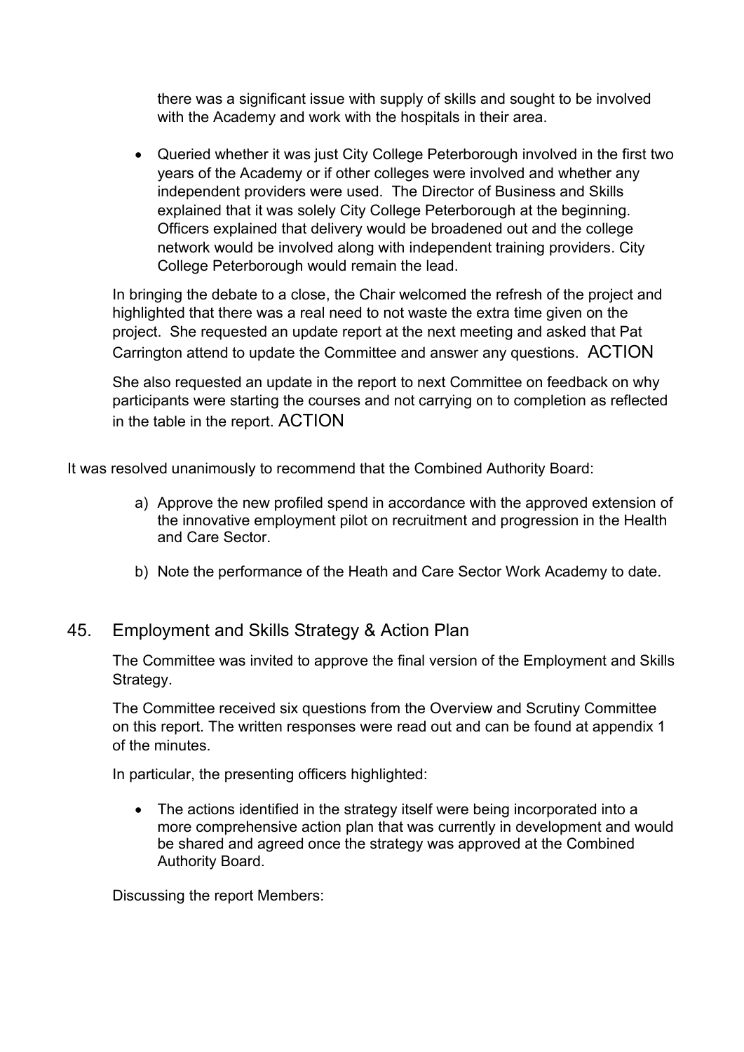there was a significant issue with supply of skills and sought to be involved with the Academy and work with the hospitals in their area.

- Queried whether it was just City College Peterborough involved in the first two years of the Academy or if other colleges were involved and whether any independent providers were used. The Director of Business and Skills explained that it was solely City College Peterborough at the beginning. Officers explained that delivery would be broadened out and the college network would be involved along with independent training providers. City College Peterborough would remain the lead.

In bringing the debate to a close, the Chair welcomed the refresh of the project and highlighted that there was a real need to not waste the extra time given on the project. She requested an update report at the next meeting and asked that Pat Carrington attend to update the Committee and answer any questions. ACTION

She also requested an update in the report to next Committee on feedback on why participants were starting the courses and not carrying on to completion as reflected in the table in the report. ACTION

It was resolved unanimously to recommend that the Combined Authority Board:

a) Approve the new profiled spend in accordance with the approved extension of the innovative employment pilot on recruitment and progression in the Health and Care Sector.

b) Note the performance of the Heath and Care Sector Work Academy to date.

## 45. Employment and Skills Strategy & Action Plan

The Committee was invited to approve the final version of the Employment and Skills Strategy.

The Committee received six questions from the Overview and Scrutiny Committee on this report. The written responses were read out and can be found at appendix 1 of the minutes.

In particular, the presenting officers highlighted:

- The actions identified in the strategy itself were being incorporated into a more comprehensive action plan that was currently in development and would be shared and agreed once the strategy was approved at the Combined Authority Board.

Discussing the report Members: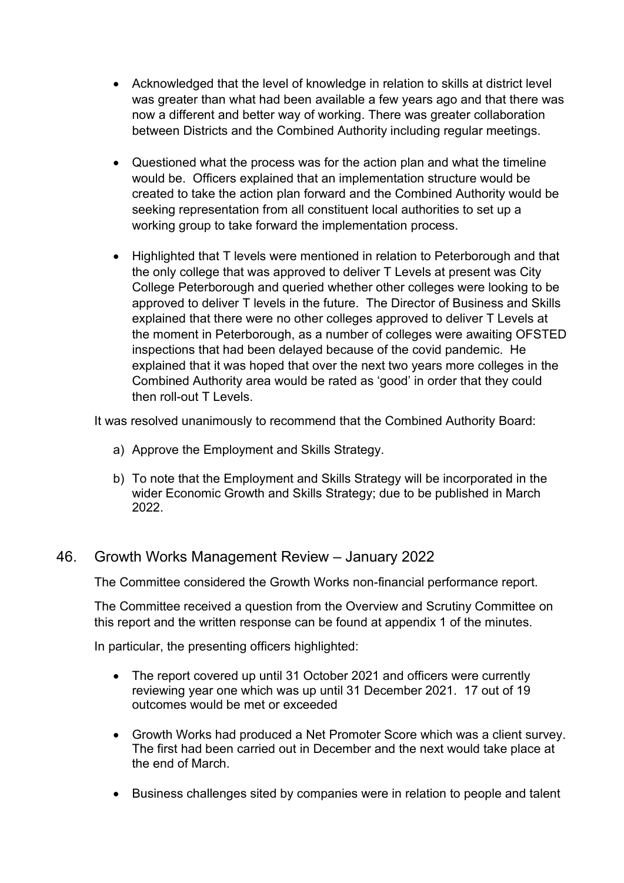- Acknowledged that the level of knowledge in relation to skills at district level was greater than what had been available a few years ago and that there was now a different and better way of working. There was greater collaboration between Districts and the Combined Authority including regular meetings.

- Questioned what the process was for the action plan and what the timeline would be. Officers explained that an implementation structure would be created to take the action plan forward and the Combined Authority would be seeking representation from all constituent local authorities to set up a working group to take forward the implementation process.

- Highlighted that T levels were mentioned in relation to Peterborough and that the only college that was approved to deliver T Levels at present was City College Peterborough and queried whether other colleges were looking to be approved to deliver T levels in the future. The Director of Business and Skills explained that there were no other colleges approved to deliver T Levels at the moment in Peterborough, as a number of colleges were awaiting OFSTED inspections that had been delayed because of the covid pandemic. He explained that it was hoped that over the next two years more colleges in the Combined Authority area would be rated as 'good' in order that they could then roll-out T Levels.

It was resolved unanimously to recommend that the Combined Authority Board:

a) Approve the Employment and Skills Strategy.

b) To note that the Employment and Skills Strategy will be incorporated in the wider Economic Growth and Skills Strategy; due to be published in March 2022.

## 46. Growth Works Management Review – January 2022

The Committee considered the Growth Works non-financial performance report.

The Committee received a question from the Overview and Scrutiny Committee on this report and the written response can be found at appendix 1 of the minutes.

In particular, the presenting officers highlighted:

- The report covered up until 31 October 2021 and officers were currently reviewing year one which was up until 31 December 2021. 17 out of 19 outcomes would be met or exceeded

- Growth Works had produced a Net Promoter Score which was a client survey. The first had been carried out in December and the next would take place at the end of March.

- Business challenges sited by companies were in relation to people and talent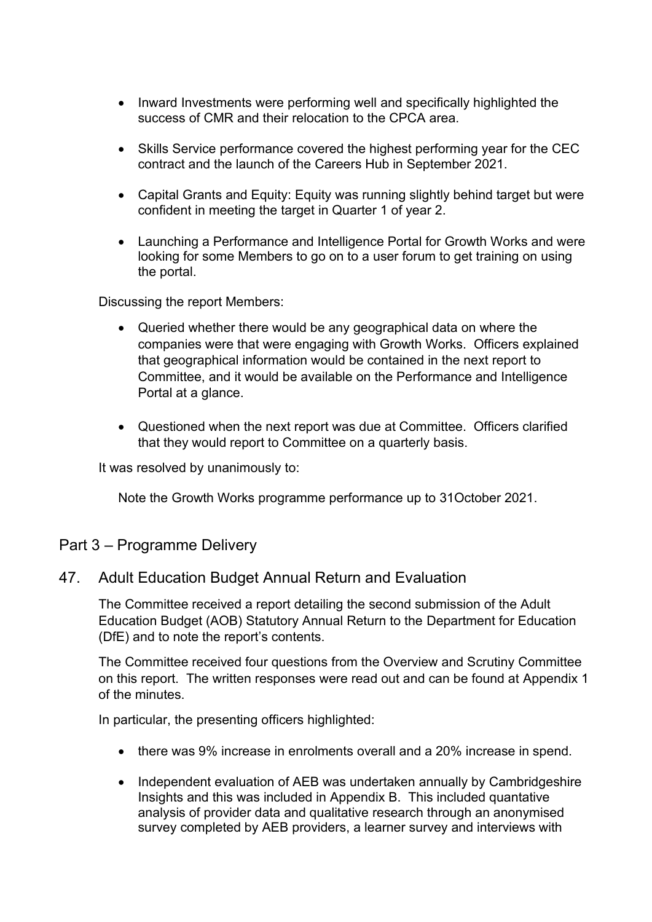- Inward Investments were performing well and specifically highlighted the success of CMR and their relocation to the CPCA area.

- Skills Service performance covered the highest performing year for the CEC contract and the launch of the Careers Hub in September 2021.

- Capital Grants and Equity: Equity was running slightly behind target but were confident in meeting the target in Quarter 1 of year 2.

- Launching a Performance and Intelligence Portal for Growth Works and were looking for some Members to go on to a user forum to get training on using the portal.

Discussing the report Members:

- Queried whether there would be any geographical data on where the companies were that were engaging with Growth Works. Officers explained that geographical information would be contained in the next report to Committee, and it would be available on the Performance and Intelligence Portal at a glance.

- Questioned when the next report was due at Committee. Officers clarified that they would report to Committee on a quarterly basis.

It was resolved by unanimously to:

Note the Growth Works programme performance up to 31October 2021.

## Part 3 – Programme Delivery

## 47. Adult Education Budget Annual Return and Evaluation

The Committee received a report detailing the second submission of the Adult Education Budget (AOB) Statutory Annual Return to the Department for Education (DfE) and to note the report's contents.

The Committee received four questions from the Overview and Scrutiny Committee on this report. The written responses were read out and can be found at Appendix 1 of the minutes.

In particular, the presenting officers highlighted:

- there was 9% increase in enrolments overall and a 20% increase in spend.

- Independent evaluation of AEB was undertaken annually by Cambridgeshire Insights and this was included in Appendix B. This included quantative analysis of provider data and qualitative research through an anonymised survey completed by AEB providers, a learner survey and interviews with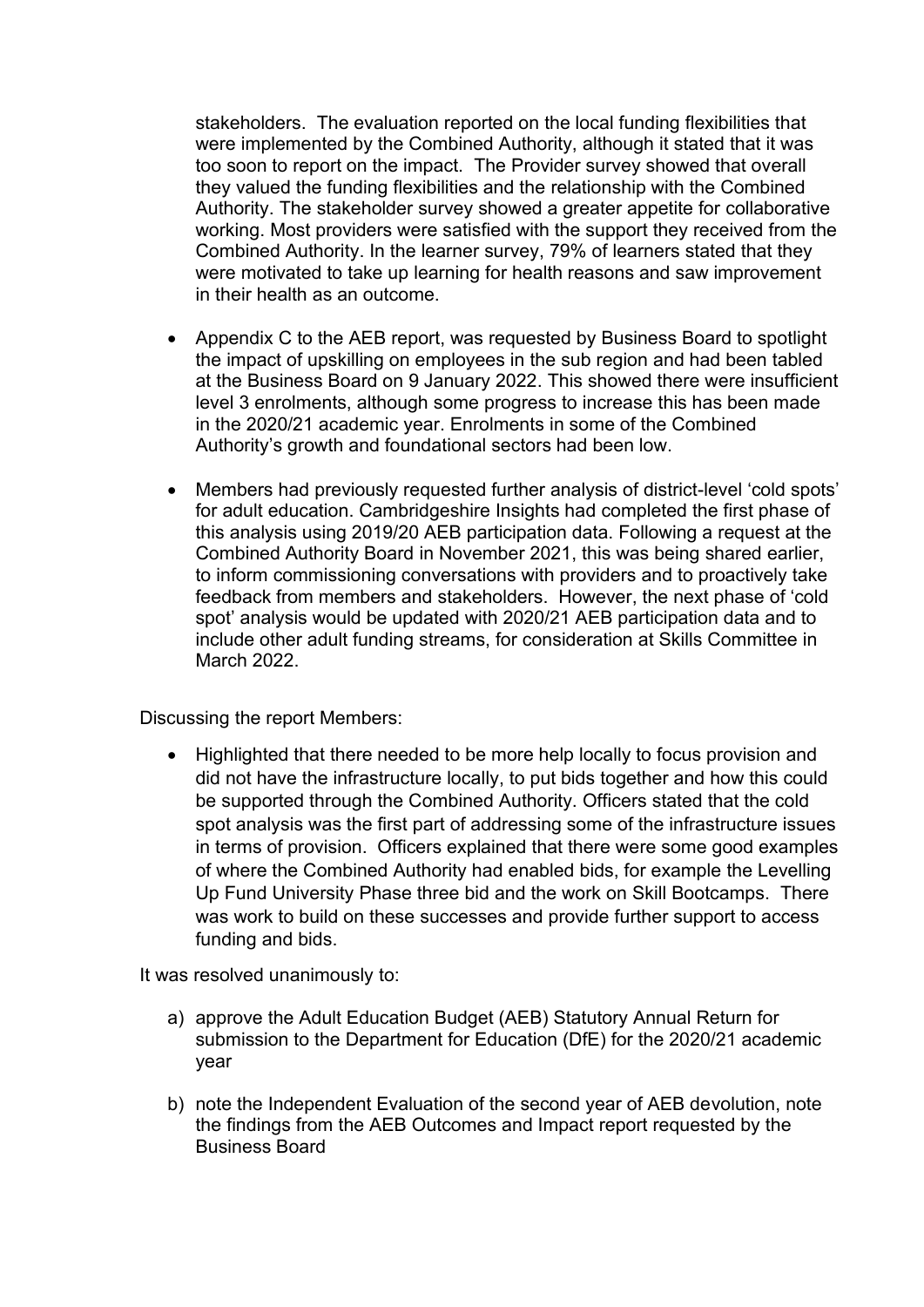stakeholders. The evaluation reported on the local funding flexibilities that were implemented by the Combined Authority, although it stated that it was too soon to report on the impact. The Provider survey showed that overall they valued the funding flexibilities and the relationship with the Combined Authority. The stakeholder survey showed a greater appetite for collaborative working. Most providers were satisfied with the support they received from the Combined Authority. In the learner survey, 79% of learners stated that they were motivated to take up learning for health reasons and saw improvement in their health as an outcome.

- Appendix C to the AEB report, was requested by Business Board to spotlight the impact of upskilling on employees in the sub region and had been tabled at the Business Board on 9 January 2022. This showed there were insufficient level 3 enrolments, although some progress to increase this has been made in the 2020/21 academic year. Enrolments in some of the Combined Authority's growth and foundational sectors had been low.

- Members had previously requested further analysis of district-level 'cold spots' for adult education. Cambridgeshire Insights had completed the first phase of this analysis using 2019/20 AEB participation data. Following a request at the Combined Authority Board in November 2021, this was being shared earlier, to inform commissioning conversations with providers and to proactively take feedback from members and stakeholders. However, the next phase of 'cold spot' analysis would be updated with 2020/21 AEB participation data and to include other adult funding streams, for consideration at Skills Committee in March 2022.

Discussing the report Members:

- Highlighted that there needed to be more help locally to focus provision and did not have the infrastructure locally, to put bids together and how this could be supported through the Combined Authority. Officers stated that the cold spot analysis was the first part of addressing some of the infrastructure issues in terms of provision. Officers explained that there were some good examples of where the Combined Authority had enabled bids, for example the Levelling Up Fund University Phase three bid and the work on Skill Bootcamps. There was work to build on these successes and provide further support to access funding and bids.

It was resolved unanimously to:

a) approve the Adult Education Budget (AEB) Statutory Annual Return for submission to the Department for Education (DfE) for the 2020/21 academic year

b) note the Independent Evaluation of the second year of AEB devolution, note the findings from the AEB Outcomes and Impact report requested by the Business Board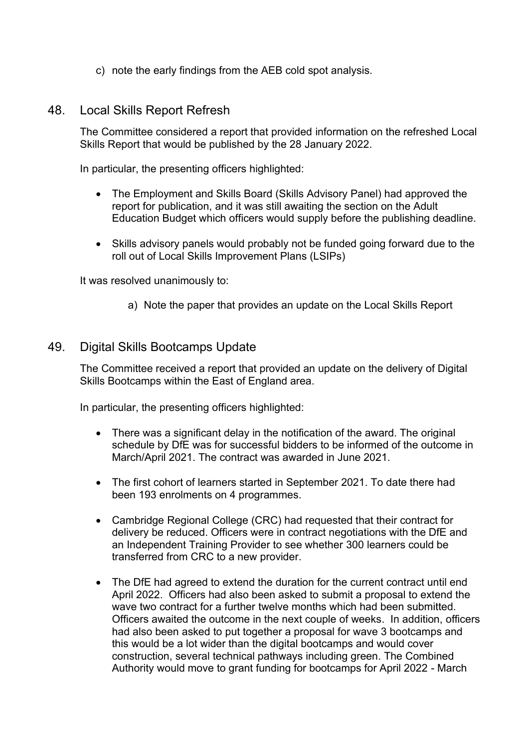c) note the early findings from the AEB cold spot analysis.

## 48. Local Skills Report Refresh

The Committee considered a report that provided information on the refreshed Local Skills Report that would be published by the 28 January 2022.

In particular, the presenting officers highlighted:

- The Employment and Skills Board (Skills Advisory Panel) had approved the report for publication, and it was still awaiting the section on the Adult Education Budget which officers would supply before the publishing deadline.
- Skills advisory panels would probably not be funded going forward due to the roll out of Local Skills Improvement Plans (LSIPs)

It was resolved unanimously to:

a) Note the paper that provides an update on the Local Skills Report

## 49. Digital Skills Bootcamps Update

The Committee received a report that provided an update on the delivery of Digital Skills Bootcamps within the East of England area.

In particular, the presenting officers highlighted:

- There was a significant delay in the notification of the award. The original schedule by DfE was for successful bidders to be informed of the outcome in March/April 2021. The contract was awarded in June 2021.
- The first cohort of learners started in September 2021. To date there had been 193 enrolments on 4 programmes.
- Cambridge Regional College (CRC) had requested that their contract for delivery be reduced. Officers were in contract negotiations with the DfE and an Independent Training Provider to see whether 300 learners could be transferred from CRC to a new provider.
- The DfE had agreed to extend the duration for the current contract until end April 2022. Officers had also been asked to submit a proposal to extend the wave two contract for a further twelve months which had been submitted. Officers awaited the outcome in the next couple of weeks. In addition, officers had also been asked to put together a proposal for wave 3 bootcamps and this would be a lot wider than the digital bootcamps and would cover construction, several technical pathways including green. The Combined Authority would move to grant funding for bootcamps for April 2022 - March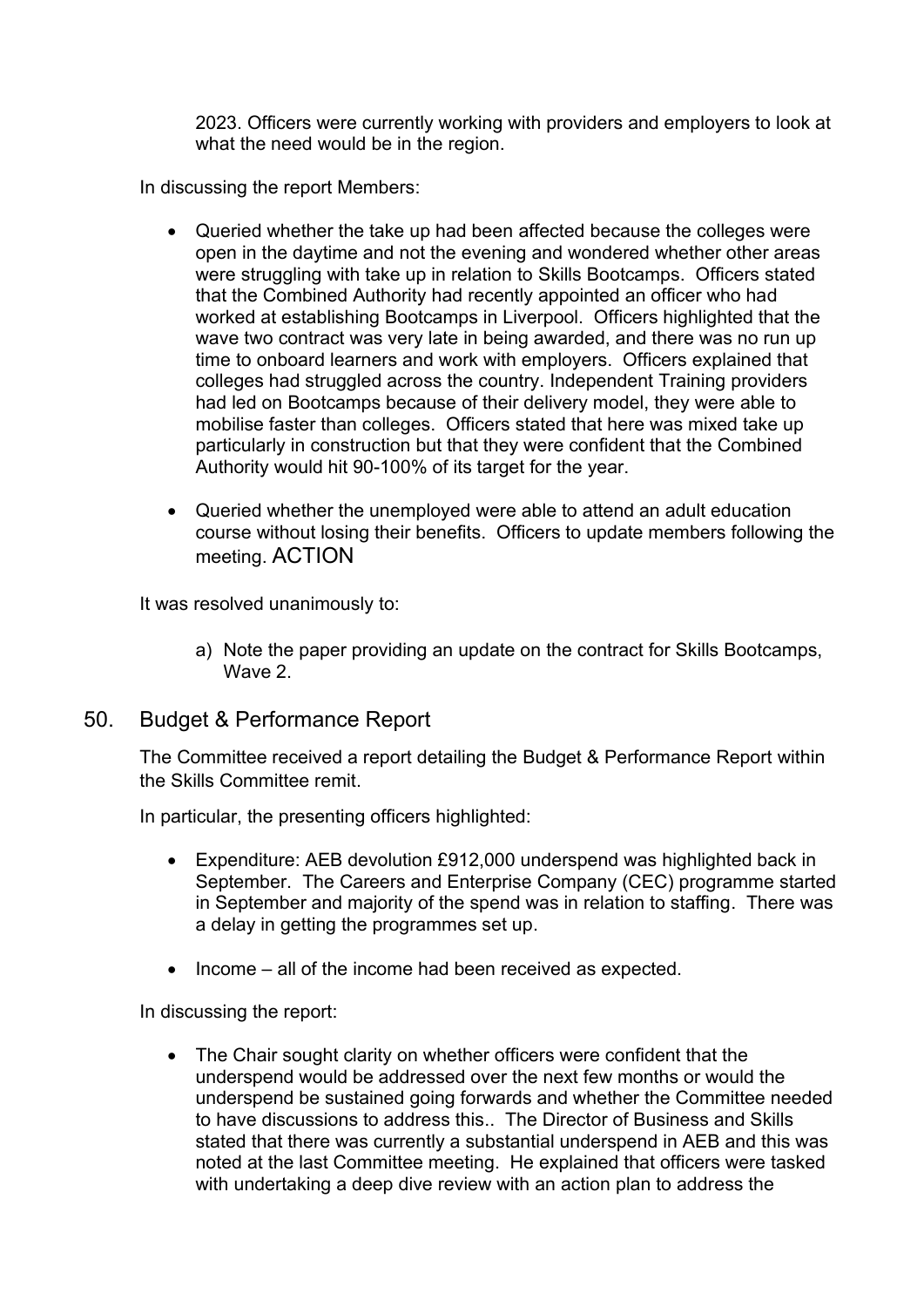2023. Officers were currently working with providers and employers to look at what the need would be in the region.

In discussing the report Members:

- Queried whether the take up had been affected because the colleges were open in the daytime and not the evening and wondered whether other areas were struggling with take up in relation to Skills Bootcamps. Officers stated that the Combined Authority had recently appointed an officer who had worked at establishing Bootcamps in Liverpool. Officers highlighted that the wave two contract was very late in being awarded, and there was no run up time to onboard learners and work with employers. Officers explained that colleges had struggled across the country. Independent Training providers had led on Bootcamps because of their delivery model, they were able to mobilise faster than colleges. Officers stated that here was mixed take up particularly in construction but that they were confident that the Combined Authority would hit 90-100% of its target for the year.

- Queried whether the unemployed were able to attend an adult education course without losing their benefits. Officers to update members following the meeting. ACTION

It was resolved unanimously to:

a) Note the paper providing an update on the contract for Skills Bootcamps, Wave 2.

## 50. Budget & Performance Report

The Committee received a report detailing the Budget & Performance Report within the Skills Committee remit.

In particular, the presenting officers highlighted:

- Expenditure: AEB devolution £912,000 underspend was highlighted back in September. The Careers and Enterprise Company (CEC) programme started in September and majority of the spend was in relation to staffing. There was a delay in getting the programmes set up.

- Income – all of the income had been received as expected.

In discussing the report:

- The Chair sought clarity on whether officers were confident that the underspend would be addressed over the next few months or would the underspend be sustained going forwards and whether the Committee needed to have discussions to address this.. The Director of Business and Skills stated that there was currently a substantial underspend in AEB and this was noted at the last Committee meeting. He explained that officers were tasked with undertaking a deep dive review with an action plan to address the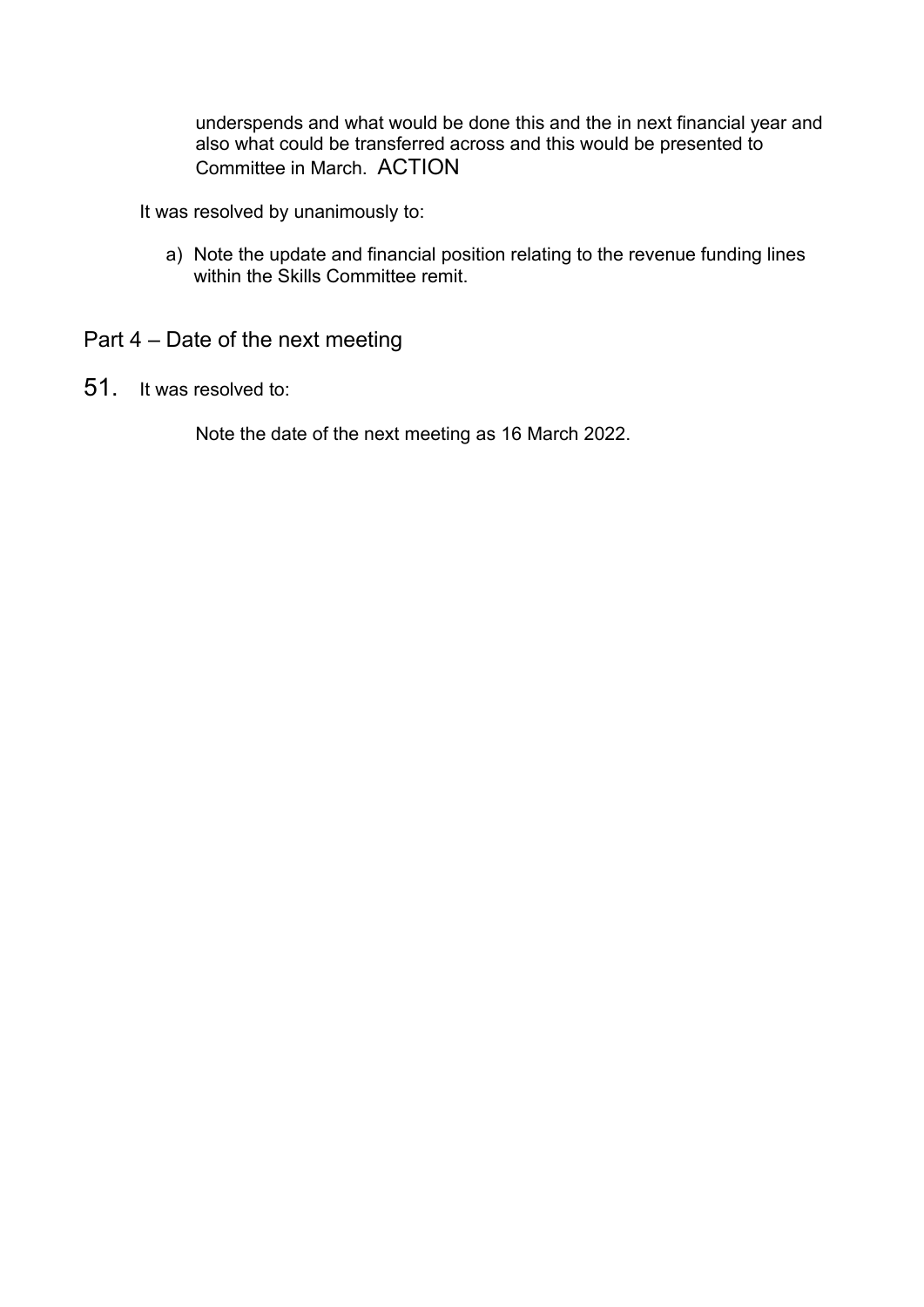underspends and what would be done this and the in next financial year and also what could be transferred across and this would be presented to Committee in March. ACTION

It was resolved by unanimously to:

a) Note the update and financial position relating to the revenue funding lines within the Skills Committee remit.

## Part 4 – Date of the next meeting

51. It was resolved to:

Note the date of the next meeting as 16 March 2022.